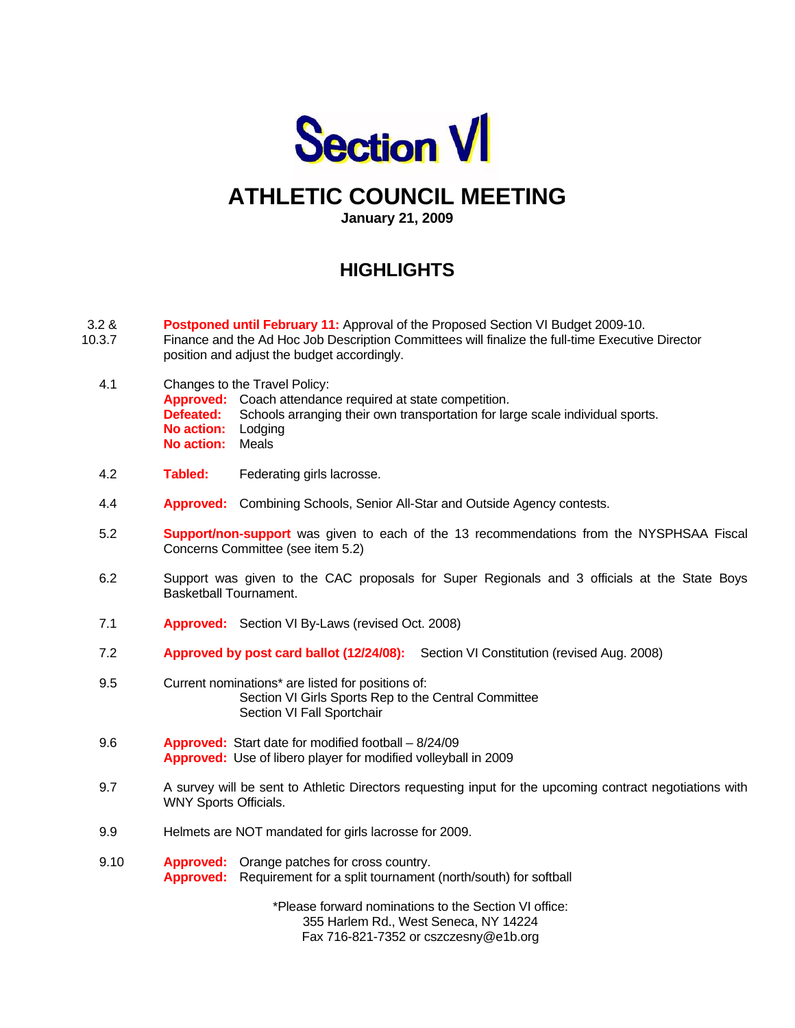# Section VI

## ATHLETIC COUNCIL MEETING

**January 21, 2009**

## HIGHLIGHTS

3.2 & 10.3.7 — **Postponed until February 11:** Approval of the Proposed Section VI Budget 2009-10. Finance and the Ad Hoc Job Description Committees will finalize the full-time Executive Director position and adjust the budget accordingly.

4.1 — Changes to the Travel Policy:
- **Approved:** Coach attendance required at state competition.
- **Defeated:** Schools arranging their own transportation for large scale individual sports.
- **No action:** Lodging
- **No action:** Meals

4.2 — **Tabled:** Federating girls lacrosse.

4.4 — **Approved:** Combining Schools, Senior All-Star and Outside Agency contests.

5.2 — **Support/non-support** was given to each of the 13 recommendations from the NYSPHSAA Fiscal Concerns Committee (see item 5.2)

6.2 — Support was given to the CAC proposals for Super Regionals and 3 officials at the State Boys Basketball Tournament.

7.1 — **Approved:** Section VI By-Laws (revised Oct. 2008)

7.2 — **Approved by post card ballot (12/24/08):** Section VI Constitution (revised Aug. 2008)

9.5 — Current nominations* are listed for positions of:
- Section VI Girls Sports Rep to the Central Committee
- Section VI Fall Sportchair

9.6 — **Approved:** Start date for modified football – 8/24/09
**Approved:** Use of libero player for modified volleyball in 2009

9.7 — A survey will be sent to Athletic Directors requesting input for the upcoming contract negotiations with WNY Sports Officials.

9.9 — Helmets are NOT mandated for girls lacrosse for 2009.

9.10 — **Approved:** Orange patches for cross country.
**Approved:** Requirement for a split tournament (north/south) for softball

*Please forward nominations to the Section VI office:
355 Harlem Rd., West Seneca, NY 14224
Fax 716-821-7352 or cszczesny@e1b.org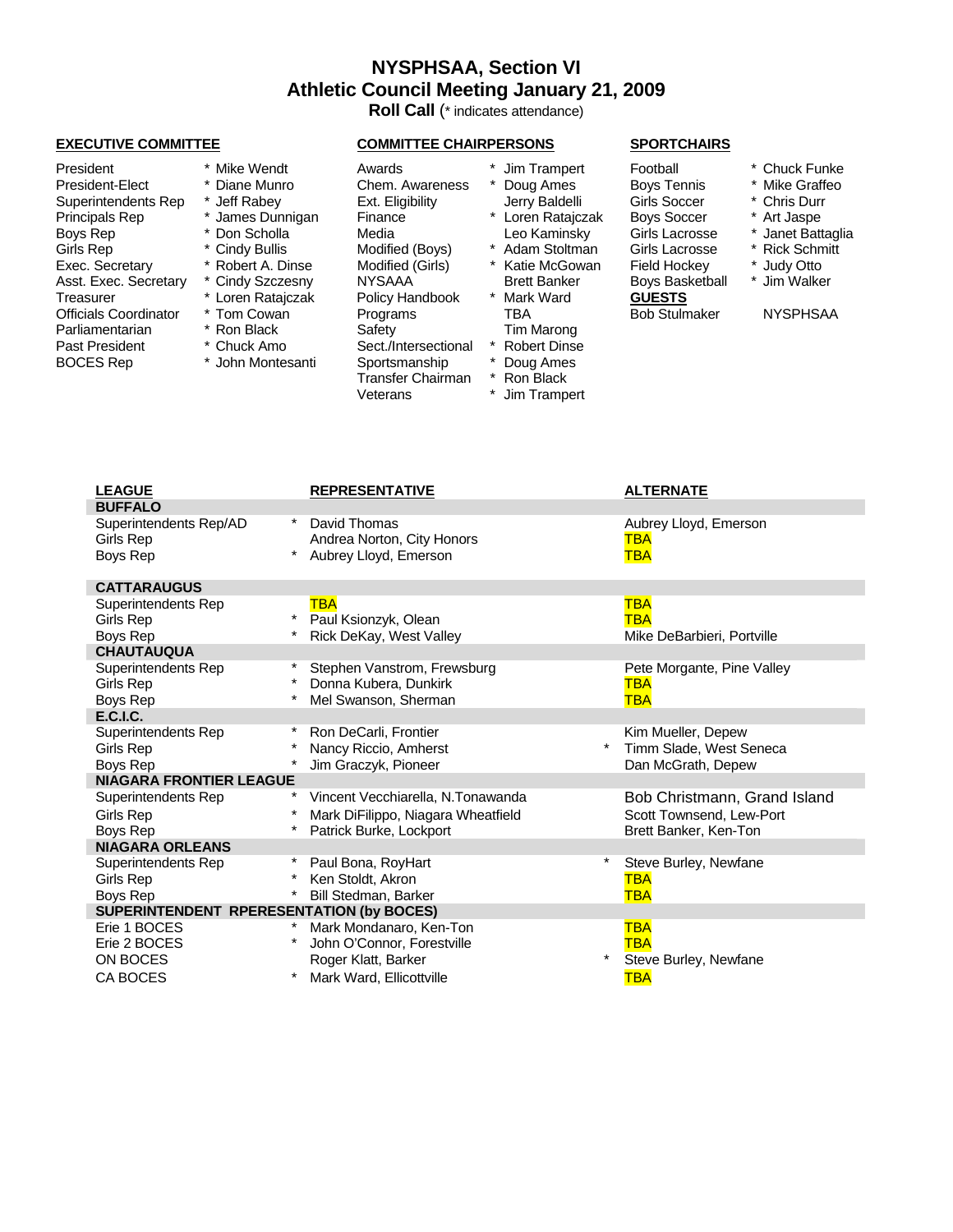# NYSPHSAA, Section VI
## Athletic Council Meeting January 21, 2009
**Roll Call** (* indicates attendance)

### EXECUTIVE COMMITTEE

| Position | | Name |
|---|---|---|
| President | * | Mike Wendt |
| President-Elect | * | Diane Munro |
| Superintendents Rep | * | Jeff Rabey |
| Principals Rep | * | James Dunnigan |
| Boys Rep | * | Don Scholla |
| Girls Rep | * | Cindy Bullis |
| Exec. Secretary | * | Robert A. Dinse |
| Asst. Exec. Secretary | * | Cindy Szczesny |
| Treasurer | * | Loren Ratajczak |
| Officials Coordinator | * | Tom Cowan |
| Parliamentarian | * | Ron Black |
| Past President | * | Chuck Amo |
| BOCES Rep | * | John Montesanti |

### COMMITTEE CHAIRPERSONS

| Committee | | Name |
|---|---|---|
| Awards | * | Jim Trampert |
| Chem. Awareness | * | Doug Ames |
| Ext. Eligibility | | Jerry Baldelli |
| Finance | * | Loren Ratajczak |
| Media | | Leo Kaminsky |
| Modified (Boys) | * | Adam Stoltman |
| Modified (Girls) | * | Katie McGowan |
| NYSAAA | | Brett Banker |
| Policy Handbook | * | Mark Ward |
| Programs | | TBA |
| Safety | | Tim Marong |
| Sect./Intersectional | * | Robert Dinse |
| Sportsmanship | * | Doug Ames |
| Transfer Chairman | * | Ron Black |
| Veterans | * | Jim Trampert |

### SPORTCHAIRS

| Sport | | Name |
|---|---|---|
| Football | * | Chuck Funke |
| Boys Tennis | * | Mike Graffeo |
| Girls Soccer | * | Chris Durr |
| Boys Soccer | * | Art Jaspe |
| Girls Lacrosse | * | Janet Battaglia |
| Girls Lacrosse | * | Rick Schmitt |
| Field Hockey | * | Judy Otto |
| Boys Basketball | * | Jim Walker |

### GUESTS

| Name | Affiliation |
|---|---|
| Bob Stulmaker | NYSPHSAA |

| LEAGUE | | REPRESENTATIVE | | ALTERNATE |
|---|---|---|---|---|
| **BUFFALO** | | | | |
| Superintendents Rep/AD | * | David Thomas | | Aubrey Lloyd, Emerson |
| Girls Rep | | Andrea Norton, City Honors | | TBA |
| Boys Rep | * | Aubrey Lloyd, Emerson | | TBA |
| **CATTARAUGUS** | | | | |
| Superintendents Rep | | TBA | | TBA |
| Girls Rep | * | Paul Ksionzyk, Olean | | TBA |
| Boys Rep | * | Rick DeKay, West Valley | | Mike DeBarbieri, Portville |
| **CHAUTAUQUA** | | | | |
| Superintendents Rep | * | Stephen Vanstrom, Frewsburg | | Pete Morgante, Pine Valley |
| Girls Rep | * | Donna Kubera, Dunkirk | | TBA |
| Boys Rep | * | Mel Swanson, Sherman | | TBA |
| **E.C.I.C.** | | | | |
| Superintendents Rep | * | Ron DeCarli, Frontier | | Kim Mueller, Depew |
| Girls Rep | * | Nancy Riccio, Amherst | * | Timm Slade, West Seneca |
| Boys Rep | * | Jim Graczyk, Pioneer | | Dan McGrath, Depew |
| **NIAGARA FRONTIER LEAGUE** | | | | |
| Superintendents Rep | * | Vincent Vecchiarella, N.Tonawanda | | Bob Christmann, Grand Island |
| Girls Rep | * | Mark DiFilippo, Niagara Wheatfield | | Scott Townsend, Lew-Port |
| Boys Rep | * | Patrick Burke, Lockport | | Brett Banker, Ken-Ton |
| **NIAGARA ORLEANS** | | | | |
| Superintendents Rep | * | Paul Bona, RoyHart | * | Steve Burley, Newfane |
| Girls Rep | * | Ken Stoldt, Akron | | TBA |
| Boys Rep | * | Bill Stedman, Barker | | TBA |
| **SUPERINTENDENT RPERESENTATION (by BOCES)** | | | | |
| Erie 1 BOCES | * | Mark Mondanaro, Ken-Ton | | TBA |
| Erie 2 BOCES | * | John O'Connor, Forestville | | TBA |
| ON BOCES | | Roger Klatt, Barker | * | Steve Burley, Newfane |
| CA BOCES | * | Mark Ward, Ellicottville | | TBA |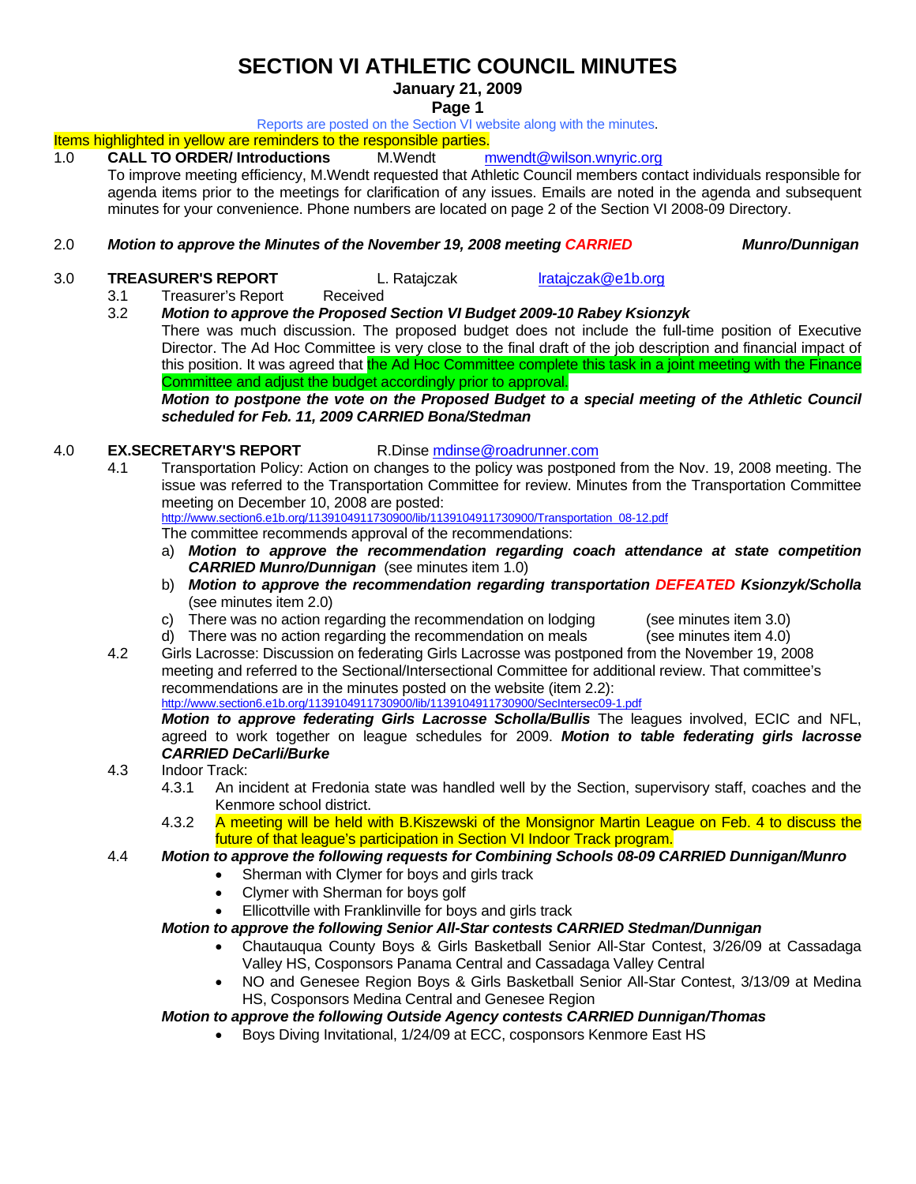# SECTION VI ATHLETIC COUNCIL MINUTES

**January 21, 2009**

**Page 1**

Reports are posted on the Section VI website along with the minutes.

Items highlighted in yellow are reminders to the responsible parties.

1.0 **CALL TO ORDER/ Introductions** M.Wendt mwendt@wilson.wnyric.org

To improve meeting efficiency, M.Wendt requested that Athletic Council members contact individuals responsible for agenda items prior to the meetings for clarification of any issues. Emails are noted in the agenda and subsequent minutes for your convenience. Phone numbers are located on page 2 of the Section VI 2008-09 Directory.

2.0 ***Motion to approve the Minutes of the November 19, 2008 meeting CARRIED Munro/Dunnigan***

3.0 **TREASURER'S REPORT** L. Ratajczak lratajczak@e1b.org

3.1 Treasurer's Report Received

3.2 ***Motion to approve the Proposed Section VI Budget 2009-10 Rabey Ksionzyk***

There was much discussion. The proposed budget does not include the full-time position of Executive Director. The Ad Hoc Committee is very close to the final draft of the job description and financial impact of this position. It was agreed that the Ad Hoc Committee complete this task in a joint meeting with the Finance Committee and adjust the budget accordingly prior to approval.

***Motion to postpone the vote on the Proposed Budget to a special meeting of the Athletic Council scheduled for Feb. 11, 2009 CARRIED Bona/Stedman***

4.0 **EX.SECRETARY'S REPORT** R.Dinse mdinse@roadrunner.com

4.1 Transportation Policy: Action on changes to the policy was postponed from the Nov. 19, 2008 meeting. The issue was referred to the Transportation Committee for review. Minutes from the Transportation Committee meeting on December 10, 2008 are posted:
http://www.section6.e1b.org/1139104911730900/lib/1139104911730900/Transportation_08-12.pdf
The committee recommends approval of the recommendations:

a) ***Motion to approve the recommendation regarding coach attendance at state competition CARRIED Munro/Dunnigan*** (see minutes item 1.0)

b) ***Motion to approve the recommendation regarding transportation DEFEATED Ksionzyk/Scholla*** (see minutes item 2.0)

c) There was no action regarding the recommendation on lodging (see minutes item 3.0)

d) There was no action regarding the recommendation on meals (see minutes item 4.0)

4.2 Girls Lacrosse: Discussion on federating Girls Lacrosse was postponed from the November 19, 2008 meeting and referred to the Sectional/Intersectional Committee for additional review. That committee's recommendations are in the minutes posted on the website (item 2.2):
http://www.section6.e1b.org/1139104911730900/lib/1139104911730900/SecIntersec09-1.pdf

***Motion to approve federating Girls Lacrosse Scholla/Bullis*** The leagues involved, ECIC and NFL, agreed to work together on league schedules for 2009. ***Motion to table federating girls lacrosse CARRIED DeCarli/Burke***

4.3 Indoor Track:

4.3.1 An incident at Fredonia state was handled well by the Section, supervisory staff, coaches and the Kenmore school district.

4.3.2 A meeting will be held with B.Kiszewski of the Monsignor Martin League on Feb. 4 to discuss the future of that league's participation in Section VI Indoor Track program.

4.4 ***Motion to approve the following requests for Combining Schools 08-09 CARRIED Dunnigan/Munro***

- Sherman with Clymer for boys and girls track
- Clymer with Sherman for boys golf
- Ellicottville with Franklinville for boys and girls track

***Motion to approve the following Senior All-Star contests CARRIED Stedman/Dunnigan***

- Chautauqua County Boys & Girls Basketball Senior All-Star Contest, 3/26/09 at Cassadaga Valley HS, Cosponsors Panama Central and Cassadaga Valley Central
- NO and Genesee Region Boys & Girls Basketball Senior All-Star Contest, 3/13/09 at Medina HS, Cosponsors Medina Central and Genesee Region

***Motion to approve the following Outside Agency contests CARRIED Dunnigan/Thomas***

- Boys Diving Invitational, 1/24/09 at ECC, cosponsors Kenmore East HS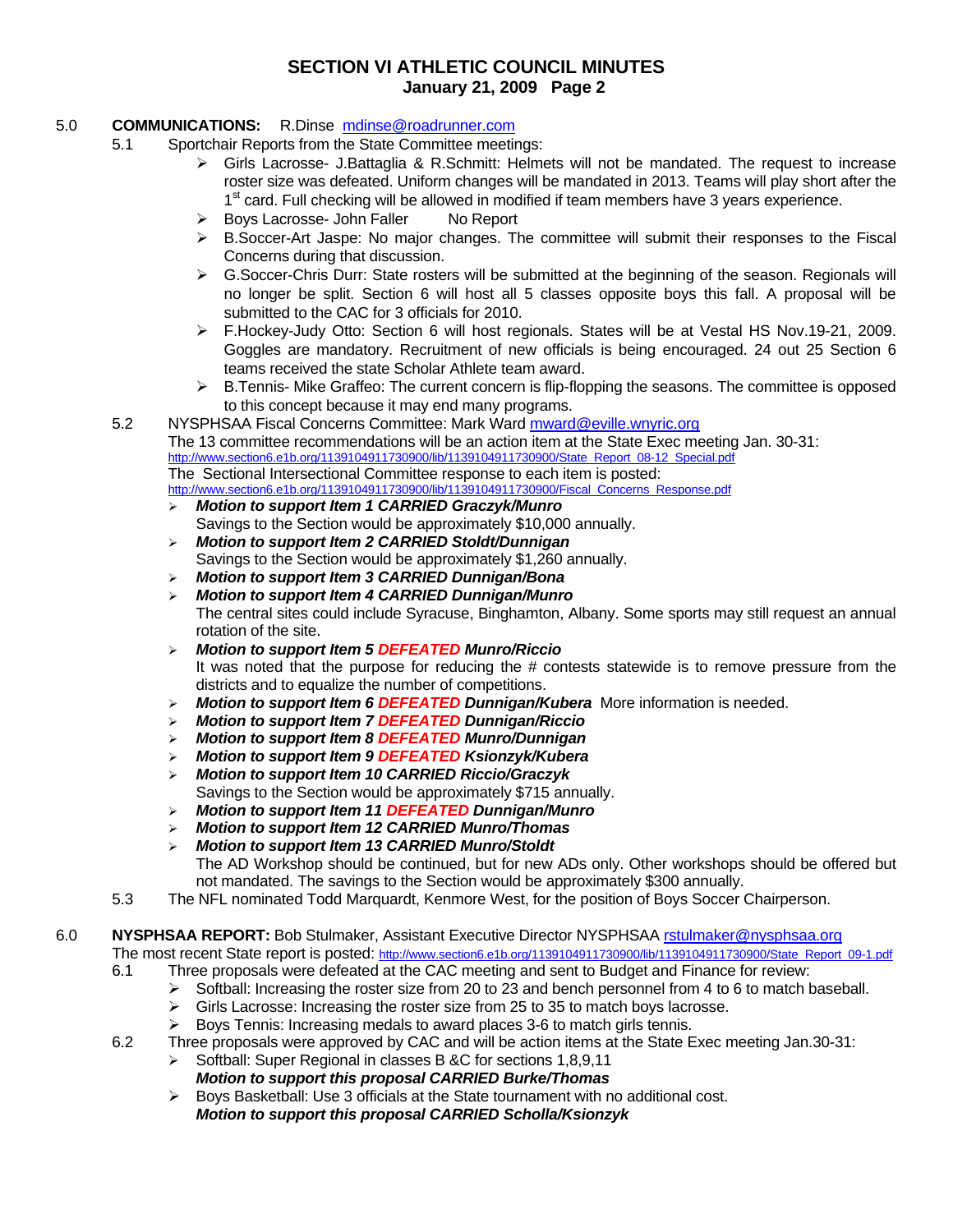# SECTION VI ATHLETIC COUNCIL MINUTES
## January 21, 2009 Page 2

5.0 **COMMUNICATIONS:** R.Dinse mdinse@roadrunner.com

5.1 Sportchair Reports from the State Committee meetings:

- Girls Lacrosse- J.Battaglia & R.Schmitt: Helmets will not be mandated. The request to increase roster size was defeated. Uniform changes will be mandated in 2013. Teams will play short after the 1st card. Full checking will be allowed in modified if team members have 3 years experience.
- Boys Lacrosse- John Faller No Report
- B.Soccer-Art Jaspe: No major changes. The committee will submit their responses to the Fiscal Concerns during that discussion.
- G.Soccer-Chris Durr: State rosters will be submitted at the beginning of the season. Regionals will no longer be split. Section 6 will host all 5 classes opposite boys this fall. A proposal will be submitted to the CAC for 3 officials for 2010.
- F.Hockey-Judy Otto: Section 6 will host regionals. States will be at Vestal HS Nov.19-21, 2009. Goggles are mandatory. Recruitment of new officials is being encouraged. 24 out 25 Section 6 teams received the state Scholar Athlete team award.
- B.Tennis- Mike Graffeo: The current concern is flip-flopping the seasons. The committee is opposed to this concept because it may end many programs.

5.2 NYSPHSAA Fiscal Concerns Committee: Mark Ward mward@eville.wnyric.org
The 13 committee recommendations will be an action item at the State Exec meeting Jan. 30-31:
http://www.section6.e1b.org/1139104911730900/lib/1139104911730900/State_Report_08-12_Special.pdf
The Sectional Intersectional Committee response to each item is posted:
http://www.section6.e1b.org/1139104911730900/lib/1139104911730900/Fiscal_Concerns_Response.pdf

- ***Motion to support Item 1 CARRIED Graczyk/Munro***
  Savings to the Section would be approximately $10,000 annually.
- ***Motion to support Item 2 CARRIED Stoldt/Dunnigan***
  Savings to the Section would be approximately $1,260 annually.
- ***Motion to support Item 3 CARRIED Dunnigan/Bona***
- ***Motion to support Item 4 CARRIED Dunnigan/Munro***
  The central sites could include Syracuse, Binghamton, Albany. Some sports may still request an annual rotation of the site.
- ***Motion to support Item 5 DEFEATED Munro/Riccio***
  It was noted that the purpose for reducing the # contests statewide is to remove pressure from the districts and to equalize the number of competitions.
- ***Motion to support Item 6 DEFEATED Dunnigan/Kubera*** More information is needed.
- ***Motion to support Item 7 DEFEATED Dunnigan/Riccio***
- ***Motion to support Item 8 DEFEATED Munro/Dunnigan***
- ***Motion to support Item 9 DEFEATED Ksionzyk/Kubera***
- ***Motion to support Item 10 CARRIED Riccio/Graczyk***
  Savings to the Section would be approximately $715 annually.
- ***Motion to support Item 11 DEFEATED Dunnigan/Munro***
- ***Motion to support Item 12 CARRIED Munro/Thomas***
- ***Motion to support Item 13 CARRIED Munro/Stoldt***
  The AD Workshop should be continued, but for new ADs only. Other workshops should be offered but not mandated. The savings to the Section would be approximately $300 annually.

5.3 The NFL nominated Todd Marquardt, Kenmore West, for the position of Boys Soccer Chairperson.

6.0 **NYSPHSAA REPORT:** Bob Stulmaker, Assistant Executive Director NYSPHSAA rstulmaker@nysphsaa.org
The most recent State report is posted: http://www.section6.e1b.org/1139104911730900/lib/1139104911730900/State_Report_09-1.pdf

6.1 Three proposals were defeated at the CAC meeting and sent to Budget and Finance for review:

- Softball: Increasing the roster size from 20 to 23 and bench personnel from 4 to 6 to match baseball.
- Girls Lacrosse: Increasing the roster size from 25 to 35 to match boys lacrosse.
- Boys Tennis: Increasing medals to award places 3-6 to match girls tennis.

6.2 Three proposals were approved by CAC and will be action items at the State Exec meeting Jan.30-31:

- Softball: Super Regional in classes B &C for sections 1,8,9,11
  ***Motion to support this proposal CARRIED Burke/Thomas***
- Boys Basketball: Use 3 officials at the State tournament with no additional cost.
  ***Motion to support this proposal CARRIED Scholla/Ksionzyk***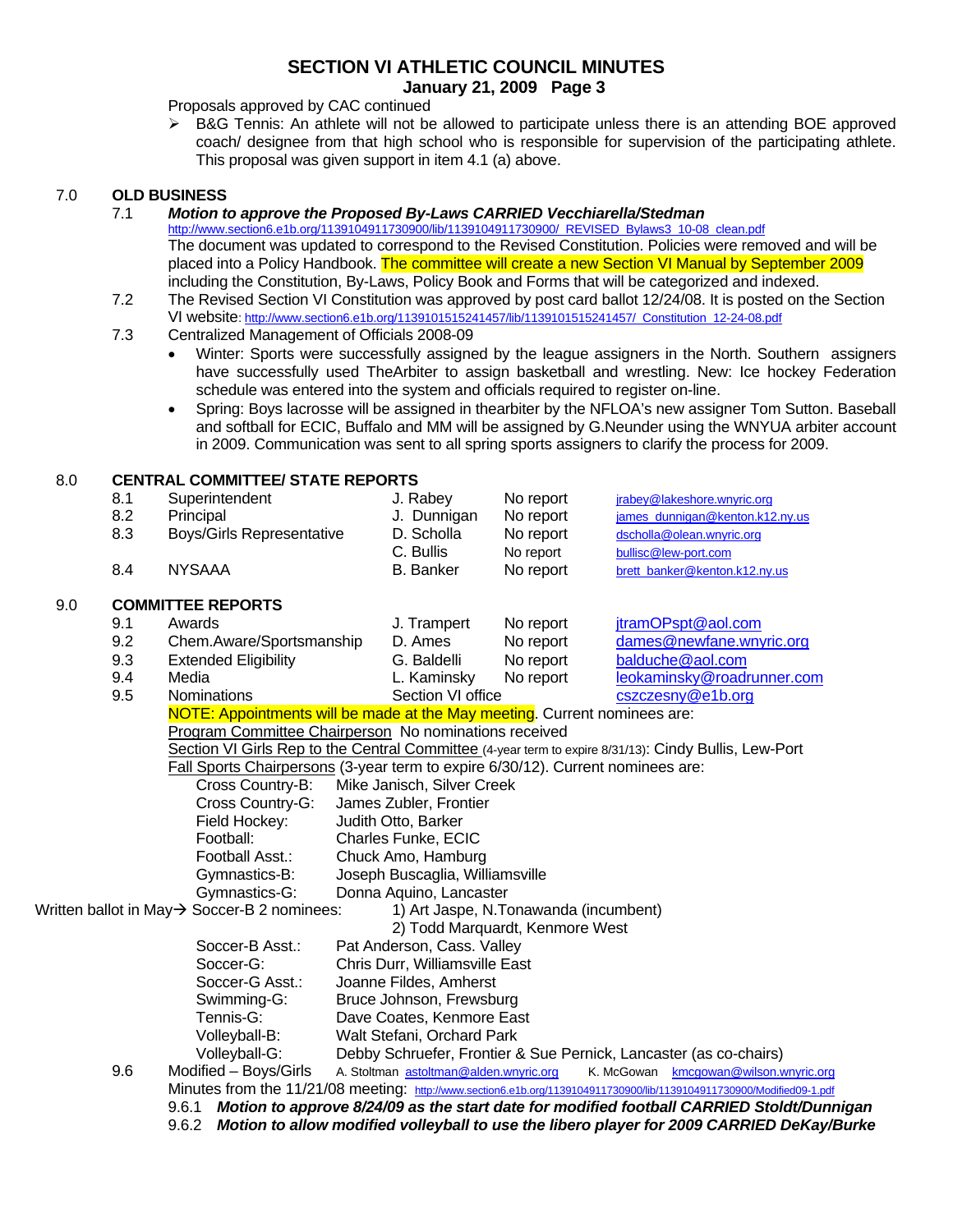# SECTION VI ATHLETIC COUNCIL MINUTES

**January 21, 2009 Page 3**

Proposals approved by CAC continued

- B&G Tennis: An athlete will not be allowed to participate unless there is an attending BOE approved coach/ designee from that high school who is responsible for supervision of the participating athlete. This proposal was given support in item 4.1 (a) above.

## 7.0 OLD BUSINESS

7.1 ***Motion to approve the Proposed By-Laws CARRIED Vecchiarella/Stedman***
http://www.section6.e1b.org/1139104911730900/lib/1139104911730900/_REVISED_Bylaws3_10-08_clean.pdf
The document was updated to correspond to the Revised Constitution. Policies were removed and will be placed into a Policy Handbook. The committee will create a new Section VI Manual by September 2009 including the Constitution, By-Laws, Policy Book and Forms that will be categorized and indexed.

7.2 The Revised Section VI Constitution was approved by post card ballot 12/24/08. It is posted on the Section VI website: http://www.section6.e1b.org/1139101515241457/lib/1139101515241457/_Constitution_12-24-08.pdf

7.3 Centralized Management of Officials 2008-09

- Winter: Sports were successfully assigned by the league assigners in the North. Southern assigners have successfully used TheArbiter to assign basketball and wrestling. New: Ice hockey Federation schedule was entered into the system and officials required to register on-line.
- Spring: Boys lacrosse will be assigned in thearbiter by the NFLOA's new assigner Tom Sutton. Baseball and softball for ECIC, Buffalo and MM will be assigned by G.Neunder using the WNYUA arbiter account in 2009. Communication was sent to all spring sports assigners to clarify the process for 2009.

## 8.0 CENTRAL COMMITTEE/ STATE REPORTS

| | | | | |
|---|---|---|---|---|
| 8.1 | Superintendent | J. Rabey | No report | jrabey@lakeshore.wnyric.org |
| 8.2 | Principal | J. Dunnigan | No report | james_dunnigan@kenton.k12.ny.us |
| 8.3 | Boys/Girls Representative | D. Scholla | No report | dscholla@olean.wnyric.org |
| | | C. Bullis | No report | bullisc@lew-port.com |
| 8.4 | NYSAAA | B. Banker | No report | brett_banker@kenton.k12.ny.us |

## 9.0 COMMITTEE REPORTS

| | | | | |
|---|---|---|---|---|
| 9.1 | Awards | J. Trampert | No report | jtramOPspt@aol.com |
| 9.2 | Chem.Aware/Sportsmanship | D. Ames | No report | dames@newfane.wnyric.org |
| 9.3 | Extended Eligibility | G. Baldelli | No report | balduche@aol.com |
| 9.4 | Media | L. Kaminsky | No report | leokaminsky@roadrunner.com |
| 9.5 | Nominations | Section VI office | | cszczesny@e1b.org |

NOTE: Appointments will be made at the May meeting. Current nominees are:

Program Committee Chairperson No nominations received

Section VI Girls Rep to the Central Committee (4-year term to expire 8/31/13): Cindy Bullis, Lew-Port

Fall Sports Chairpersons (3-year term to expire 6/30/12). Current nominees are:

- Cross Country-B: Mike Janisch, Silver Creek
- Cross Country-G: James Zubler, Frontier
- Field Hockey: Judith Otto, Barker
- Football: Charles Funke, ECIC
- Football Asst.: Chuck Amo, Hamburg
- Gymnastics-B: Joseph Buscaglia, Williamsville
- Gymnastics-G: Donna Aquino, Lancaster
- Written ballot in May→ Soccer-B 2 nominees: 1) Art Jaspe, N.Tonawanda (incumbent) 2) Todd Marquardt, Kenmore West
- Soccer-B Asst.: Pat Anderson, Cass. Valley
- Soccer-G: Chris Durr, Williamsville East
- Soccer-G Asst.: Joanne Fildes, Amherst
- Swimming-G: Bruce Johnson, Frewsburg
- Tennis-G: Dave Coates, Kenmore East
- Volleyball-B: Walt Stefani, Orchard Park
- Volleyball-G: Debby Schruefer, Frontier & Sue Pernick, Lancaster (as co-chairs)

9.6 Modified – Boys/Girls A. Stoltman astoltman@alden.wnyric.org K. McGowan kmcgowan@wilson.wnyric.org

Minutes from the 11/21/08 meeting: http://www.section6.e1b.org/1139104911730900/lib/1139104911730900/Modified09-1.pdf

9.6.1 ***Motion to approve 8/24/09 as the start date for modified football CARRIED Stoldt/Dunnigan***

9.6.2 ***Motion to allow modified volleyball to use the libero player for 2009 CARRIED DeKay/Burke***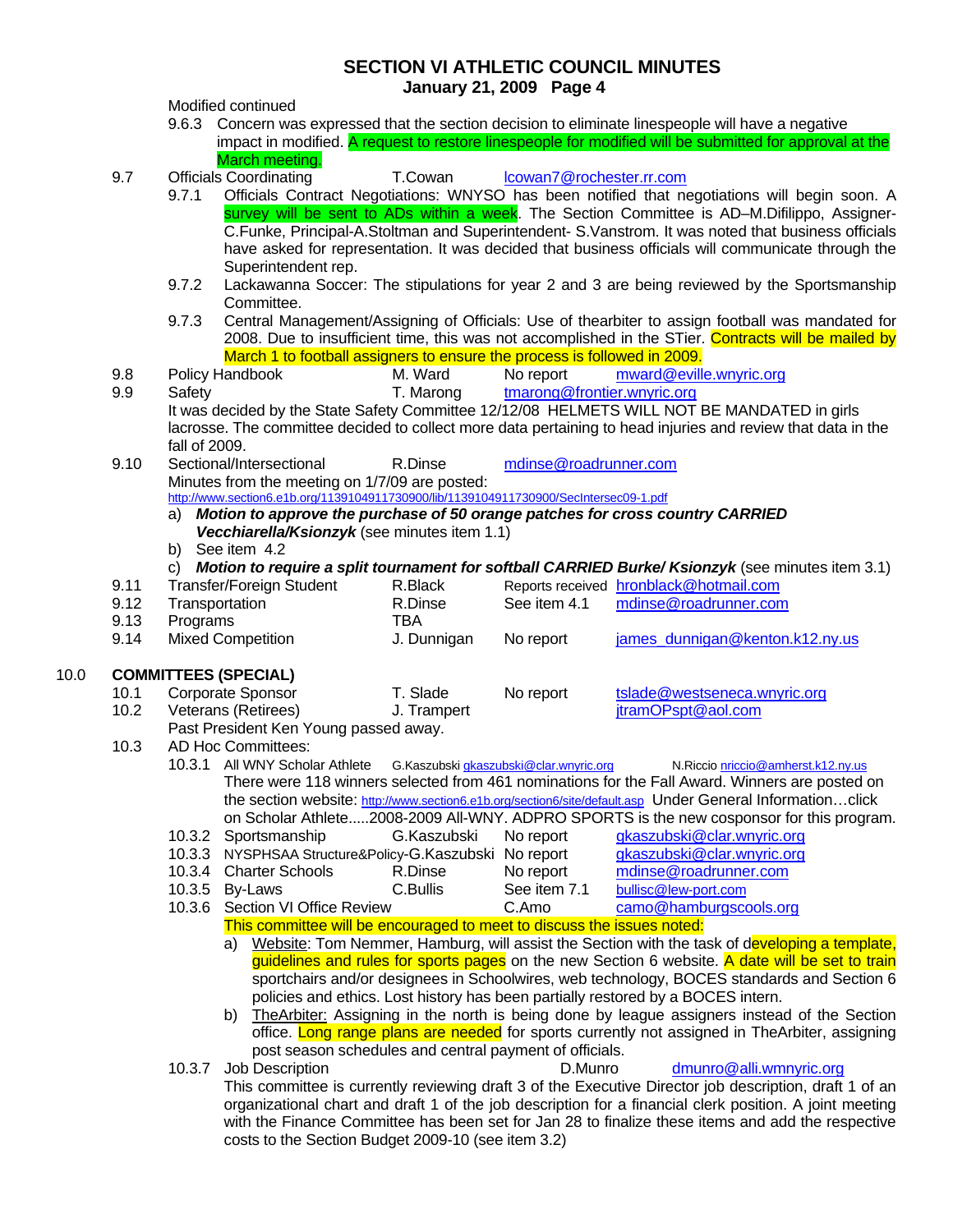# SECTION VI ATHLETIC COUNCIL MINUTES
## January 21, 2009 Page 4

Modified continued

9.6.3 Concern was expressed that the section decision to eliminate linespeople will have a negative impact in modified. A request to restore linespeople for modified will be submitted for approval at the March meeting.

9.7 Officials Coordinating T.Cowan lcowan7@rochester.rr.com

9.7.1 Officials Contract Negotiations: WNYSO has been notified that negotiations will begin soon. A survey will be sent to ADs within a week. The Section Committee is AD–M.Difilippo, Assigner-C.Funke, Principal-A.Stoltman and Superintendent- S.Vanstrom. It was noted that business officials have asked for representation. It was decided that business officials will communicate through the Superintendent rep.

9.7.2 Lackawanna Soccer: The stipulations for year 2 and 3 are being reviewed by the Sportsmanship Committee.

9.7.3 Central Management/Assigning of Officials: Use of thearbiter to assign football was mandated for 2008. Due to insufficient time, this was not accomplished in the STier. Contracts will be mailed by March 1 to football assigners to ensure the process is followed in 2009.

9.8 Policy Handbook M. Ward No report mward@eville.wnyric.org

9.9 Safety T. Marong tmarong@frontier.wnyric.org

It was decided by the State Safety Committee 12/12/08 HELMETS WILL NOT BE MANDATED in girls lacrosse. The committee decided to collect more data pertaining to head injuries and review that data in the fall of 2009.

9.10 Sectional/Intersectional R.Dinse mdinse@roadrunner.com

Minutes from the meeting on 1/7/09 are posted:
http://www.section6.e1b.org/1139104911730900/lib/1139104911730900/SecIntersec09-1.pdf

a) ***Motion to approve the purchase of 50 orange patches for cross country CARRIED Vecchiarella/Ksionzyk*** (see minutes item 1.1)

b) See item 4.2

c) ***Motion to require a split tournament for softball CARRIED Burke/ Ksionzyk*** (see minutes item 3.1)

9.11 Transfer/Foreign Student R.Black Reports received hronblack@hotmail.com

9.12 Transportation R.Dinse See item 4.1 mdinse@roadrunner.com

9.13 Programs TBA

9.14 Mixed Competition J. Dunnigan No report james_dunnigan@kenton.k12.ny.us

## 10.0 COMMITTEES (SPECIAL)

10.1 Corporate Sponsor T. Slade No report tslade@westseneca.wnyric.org

10.2 Veterans (Retirees) J. Trampert jtramOPspt@aol.com

Past President Ken Young passed away.

10.3 AD Hoc Committees:

10.3.1 All WNY Scholar Athlete G.Kaszubski gkaszubski@clar.wnyric.org N.Riccio nriccio@amherst.k12.ny.us

There were 118 winners selected from 461 nominations for the Fall Award. Winners are posted on the section website: http://www.section6.e1b.org/section6/site/default.asp Under General Information…click on Scholar Athlete.....2008-2009 All-WNY. ADPRO SPORTS is the new cosponsor for this program.

10.3.2 Sportsmanship G.Kaszubski No report gkaszubski@clar.wnyric.org

10.3.3 NYSPHSAA Structure&Policy-G.Kaszubski No report gkaszubski@clar.wnyric.org

10.3.4 Charter Schools R.Dinse No report mdinse@roadrunner.com

10.3.5 By-Laws C.Bullis See item 7.1 bullisc@lew-port.com

10.3.6 Section VI Office Review C.Amo camo@hamburgscools.org

This committee will be encouraged to meet to discuss the issues noted:

a) Website: Tom Nemmer, Hamburg, will assist the Section with the task of developing a template, guidelines and rules for sports pages on the new Section 6 website. A date will be set to train sportchairs and/or designees in Schoolwires, web technology, BOCES standards and Section 6 policies and ethics. Lost history has been partially restored by a BOCES intern.

b) TheArbiter: Assigning in the north is being done by league assigners instead of the Section office. Long range plans are needed for sports currently not assigned in TheArbiter, assigning post season schedules and central payment of officials.

10.3.7 Job Description D.Munro dmunro@alli.wmnyric.org

This committee is currently reviewing draft 3 of the Executive Director job description, draft 1 of an organizational chart and draft 1 of the job description for a financial clerk position. A joint meeting with the Finance Committee has been set for Jan 28 to finalize these items and add the respective costs to the Section Budget 2009-10 (see item 3.2)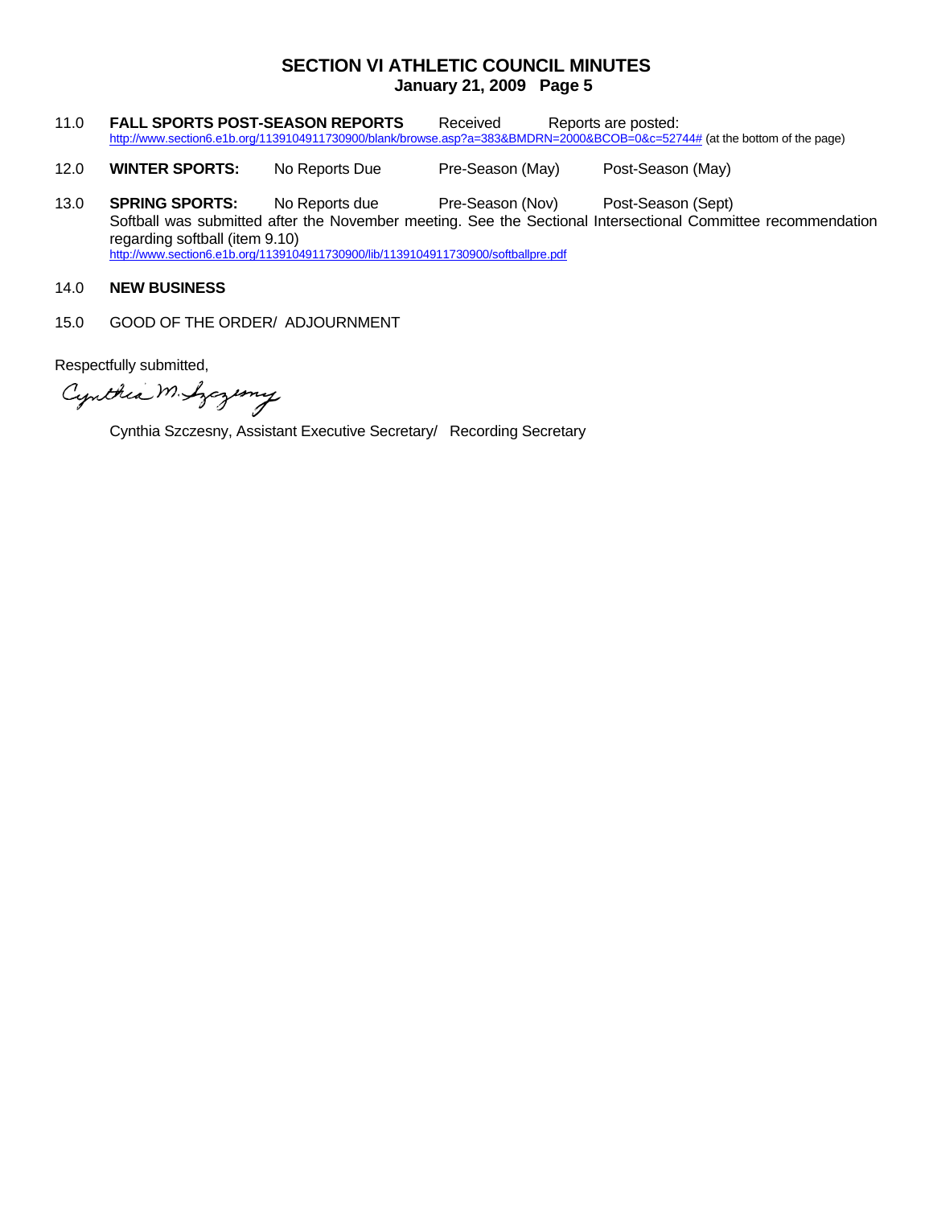11.0 **FALL SPORTS POST-SEASON REPORTS** Received Reports are posted: http://www.section6.e1b.org/1139104911730900/blank/browse.asp?a=383&BMDRN=2000&BCOB=0&c=52744# (at the bottom of the page)

12.0 **WINTER SPORTS:** No Reports Due Pre-Season (May) Post-Season (May)

13.0 **SPRING SPORTS:** No Reports due Pre-Season (Nov) Post-Season (Sept)
Softball was submitted after the November meeting. See the Sectional Intersectional Committee recommendation regarding softball (item 9.10)
http://www.section6.e1b.org/1139104911730900/lib/1139104911730900/softballpre.pdf

14.0 **NEW BUSINESS**

15.0 GOOD OF THE ORDER/ ADJOURNMENT

Respectfully submitted,

Cynthia M. Szczesny

Cynthia Szczesny, Assistant Executive Secretary/ Recording Secretary